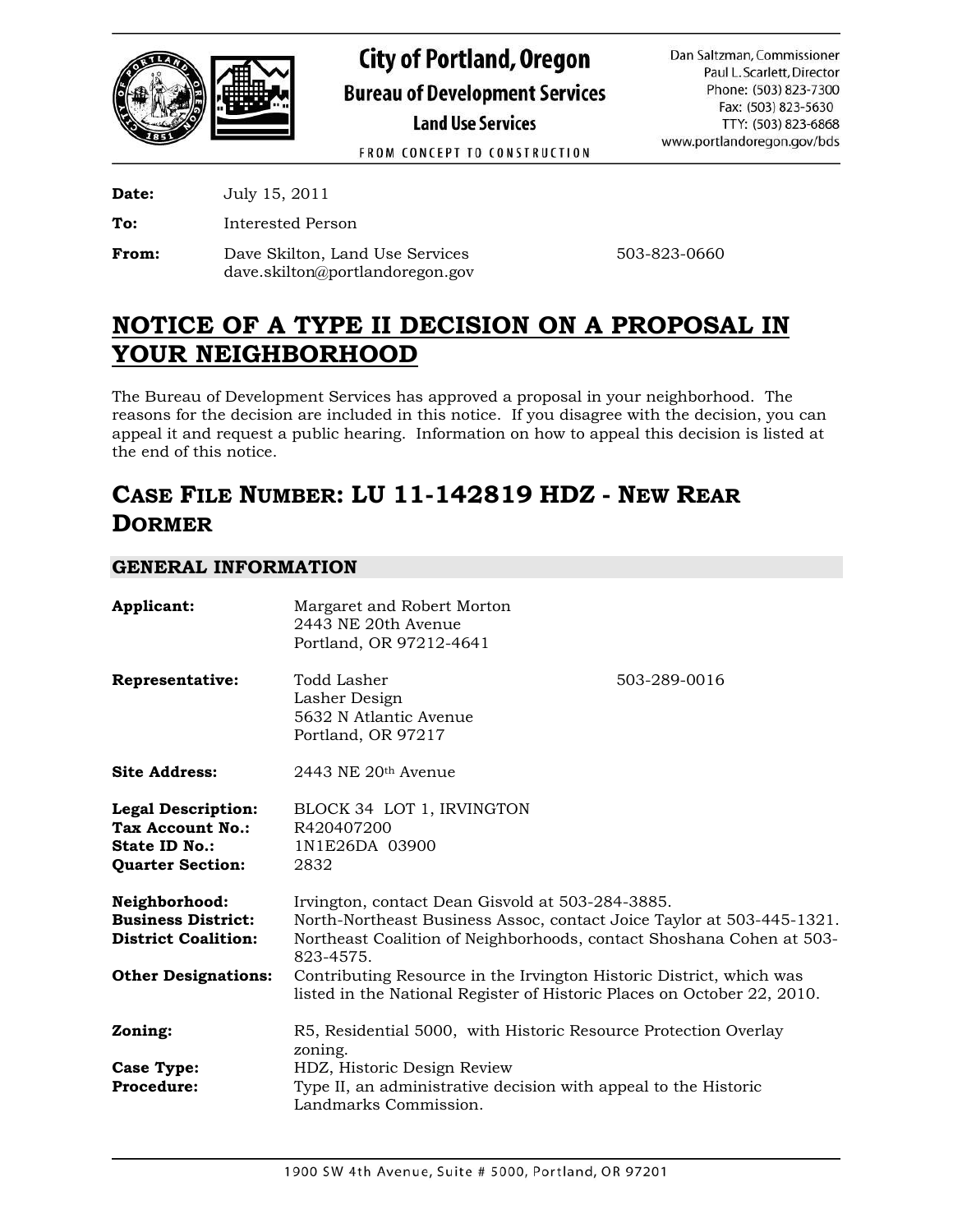# City of Portland, Oregon

**Bureau of Development Services**

**Land Use Services**

FROM CONCEPT TO CONSTRUCTION

Dan Saltzman, Commissioner
Paul L. Scarlett, Director
Phone: (503) 823-7300
Fax: (503) 823-5630
TTY: (503) 823-6868
www.portlandoregon.gov/bds

**Date:** July 15, 2011

**To:** Interested Person

**From:** Dave Skilton, Land Use Services 503-823-0660
dave.skilton@portlandoregon.gov

## NOTICE OF A TYPE II DECISION ON A PROPOSAL IN YOUR NEIGHBORHOOD

The Bureau of Development Services has approved a proposal in your neighborhood. The reasons for the decision are included in this notice. If you disagree with the decision, you can appeal it and request a public hearing. Information on how to appeal this decision is listed at the end of this notice.

## CASE FILE NUMBER: LU 11-142819 HDZ - NEW REAR DORMER

### GENERAL INFORMATION

**Applicant:** Margaret and Robert Morton
2443 NE 20th Avenue
Portland, OR 97212-4641

**Representative:** Todd Lasher 503-289-0016
Lasher Design
5632 N Atlantic Avenue
Portland, OR 97217

**Site Address:** 2443 NE 20th Avenue

**Legal Description:** BLOCK 34 LOT 1, IRVINGTON
**Tax Account No.:** R420407200
**State ID No.:** 1N1E26DA 03900
**Quarter Section:** 2832

**Neighborhood:** Irvington, contact Dean Gisvold at 503-284-3885.
**Business District:** North-Northeast Business Assoc, contact Joice Taylor at 503-445-1321.
**District Coalition:** Northeast Coalition of Neighborhoods, contact Shoshana Cohen at 503-823-4575.
**Other Designations:** Contributing Resource in the Irvington Historic District, which was listed in the National Register of Historic Places on October 22, 2010.

**Zoning:** R5, Residential 5000, with Historic Resource Protection Overlay zoning.
**Case Type:** HDZ, Historic Design Review
**Procedure:** Type II, an administrative decision with appeal to the Historic Landmarks Commission.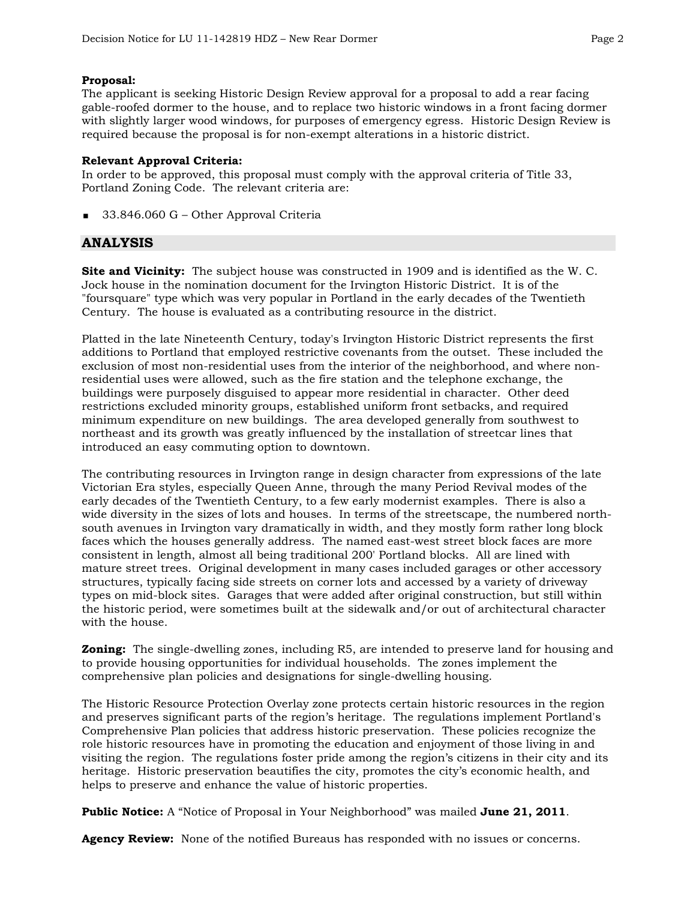**Proposal:**
The applicant is seeking Historic Design Review approval for a proposal to add a rear facing gable-roofed dormer to the house, and to replace two historic windows in a front facing dormer with slightly larger wood windows, for purposes of emergency egress. Historic Design Review is required because the proposal is for non-exempt alterations in a historic district.

**Relevant Approval Criteria:**
In order to be approved, this proposal must comply with the approval criteria of Title 33, Portland Zoning Code. The relevant criteria are:

- 33.846.060 G – Other Approval Criteria

## ANALYSIS

**Site and Vicinity:** The subject house was constructed in 1909 and is identified as the W. C. Jock house in the nomination document for the Irvington Historic District. It is of the "foursquare" type which was very popular in Portland in the early decades of the Twentieth Century. The house is evaluated as a contributing resource in the district.

Platted in the late Nineteenth Century, today's Irvington Historic District represents the first additions to Portland that employed restrictive covenants from the outset. These included the exclusion of most non-residential uses from the interior of the neighborhood, and where non-residential uses were allowed, such as the fire station and the telephone exchange, the buildings were purposely disguised to appear more residential in character. Other deed restrictions excluded minority groups, established uniform front setbacks, and required minimum expenditure on new buildings. The area developed generally from southwest to northeast and its growth was greatly influenced by the installation of streetcar lines that introduced an easy commuting option to downtown.

The contributing resources in Irvington range in design character from expressions of the late Victorian Era styles, especially Queen Anne, through the many Period Revival modes of the early decades of the Twentieth Century, to a few early modernist examples. There is also a wide diversity in the sizes of lots and houses. In terms of the streetscape, the numbered north-south avenues in Irvington vary dramatically in width, and they mostly form rather long block faces which the houses generally address. The named east-west street block faces are more consistent in length, almost all being traditional 200' Portland blocks. All are lined with mature street trees. Original development in many cases included garages or other accessory structures, typically facing side streets on corner lots and accessed by a variety of driveway types on mid-block sites. Garages that were added after original construction, but still within the historic period, were sometimes built at the sidewalk and/or out of architectural character with the house.

**Zoning:** The single-dwelling zones, including R5, are intended to preserve land for housing and to provide housing opportunities for individual households. The zones implement the comprehensive plan policies and designations for single-dwelling housing.

The Historic Resource Protection Overlay zone protects certain historic resources in the region and preserves significant parts of the region's heritage. The regulations implement Portland's Comprehensive Plan policies that address historic preservation. These policies recognize the role historic resources have in promoting the education and enjoyment of those living in and visiting the region. The regulations foster pride among the region's citizens in their city and its heritage. Historic preservation beautifies the city, promotes the city's economic health, and helps to preserve and enhance the value of historic properties.

**Public Notice:** A "Notice of Proposal in Your Neighborhood" was mailed **June 21, 2011**.

**Agency Review:** None of the notified Bureaus has responded with no issues or concerns.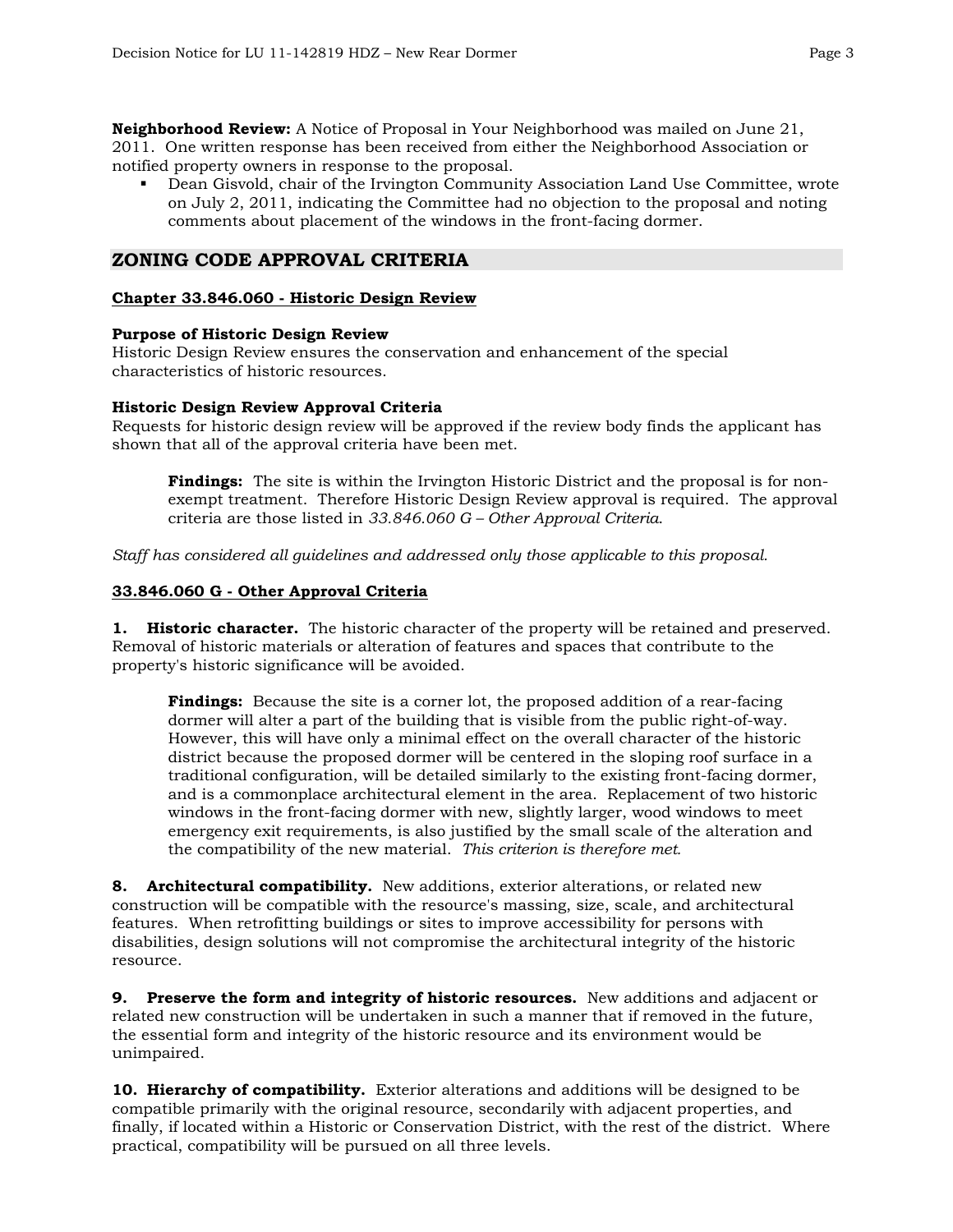**Neighborhood Review:** A Notice of Proposal in Your Neighborhood was mailed on June 21, 2011. One written response has been received from either the Neighborhood Association or notified property owners in response to the proposal.

- Dean Gisvold, chair of the Irvington Community Association Land Use Committee, wrote on July 2, 2011, indicating the Committee had no objection to the proposal and noting comments about placement of the windows in the front-facing dormer.

## ZONING CODE APPROVAL CRITERIA

### Chapter 33.846.060 - Historic Design Review

**Purpose of Historic Design Review**
Historic Design Review ensures the conservation and enhancement of the special characteristics of historic resources.

**Historic Design Review Approval Criteria**
Requests for historic design review will be approved if the review body finds the applicant has shown that all of the approval criteria have been met.

> **Findings:** The site is within the Irvington Historic District and the proposal is for non-exempt treatment. Therefore Historic Design Review approval is required. The approval criteria are those listed in *33.846.060 G – Other Approval Criteria*.

*Staff has considered all guidelines and addressed only those applicable to this proposal.*

### 33.846.060 G - Other Approval Criteria

**1. Historic character.** The historic character of the property will be retained and preserved. Removal of historic materials or alteration of features and spaces that contribute to the property's historic significance will be avoided.

> **Findings:** Because the site is a corner lot, the proposed addition of a rear-facing dormer will alter a part of the building that is visible from the public right-of-way. However, this will have only a minimal effect on the overall character of the historic district because the proposed dormer will be centered in the sloping roof surface in a traditional configuration, will be detailed similarly to the existing front-facing dormer, and is a commonplace architectural element in the area. Replacement of two historic windows in the front-facing dormer with new, slightly larger, wood windows to meet emergency exit requirements, is also justified by the small scale of the alteration and the compatibility of the new material. *This criterion is therefore met.*

**8. Architectural compatibility.** New additions, exterior alterations, or related new construction will be compatible with the resource's massing, size, scale, and architectural features. When retrofitting buildings or sites to improve accessibility for persons with disabilities, design solutions will not compromise the architectural integrity of the historic resource.

**9. Preserve the form and integrity of historic resources.** New additions and adjacent or related new construction will be undertaken in such a manner that if removed in the future, the essential form and integrity of the historic resource and its environment would be unimpaired.

**10. Hierarchy of compatibility.** Exterior alterations and additions will be designed to be compatible primarily with the original resource, secondarily with adjacent properties, and finally, if located within a Historic or Conservation District, with the rest of the district. Where practical, compatibility will be pursued on all three levels.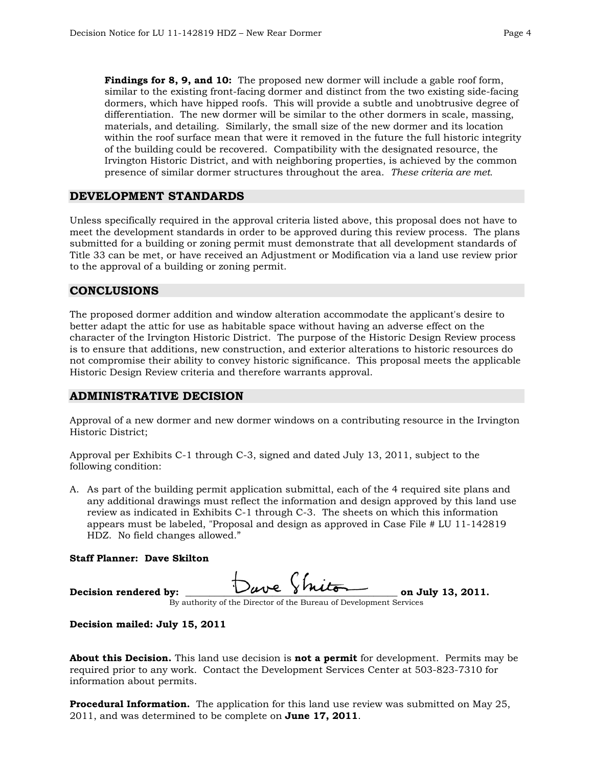**Findings for 8, 9, and 10:** The proposed new dormer will include a gable roof form, similar to the existing front-facing dormer and distinct from the two existing side-facing dormers, which have hipped roofs. This will provide a subtle and unobtrusive degree of differentiation. The new dormer will be similar to the other dormers in scale, massing, materials, and detailing. Similarly, the small size of the new dormer and its location within the roof surface mean that were it removed in the future the full historic integrity of the building could be recovered. Compatibility with the designated resource, the Irvington Historic District, and with neighboring properties, is achieved by the common presence of similar dormer structures throughout the area. *These criteria are met.*

## DEVELOPMENT STANDARDS

Unless specifically required in the approval criteria listed above, this proposal does not have to meet the development standards in order to be approved during this review process. The plans submitted for a building or zoning permit must demonstrate that all development standards of Title 33 can be met, or have received an Adjustment or Modification via a land use review prior to the approval of a building or zoning permit.

## CONCLUSIONS

The proposed dormer addition and window alteration accommodate the applicant's desire to better adapt the attic for use as habitable space without having an adverse effect on the character of the Irvington Historic District. The purpose of the Historic Design Review process is to ensure that additions, new construction, and exterior alterations to historic resources do not compromise their ability to convey historic significance. This proposal meets the applicable Historic Design Review criteria and therefore warrants approval.

## ADMINISTRATIVE DECISION

Approval of a new dormer and new dormer windows on a contributing resource in the Irvington Historic District;

Approval per Exhibits C-1 through C-3, signed and dated July 13, 2011, subject to the following condition:

A. As part of the building permit application submittal, each of the 4 required site plans and any additional drawings must reflect the information and design approved by this land use review as indicated in Exhibits C-1 through C-3. The sheets on which this information appears must be labeled, "Proposal and design as approved in Case File # LU 11-142819 HDZ. No field changes allowed."

**Staff Planner: Dave Skilton**

**Decision rendered by:** Dave Skilton **on July 13, 2011.**
By authority of the Director of the Bureau of Development Services

**Decision mailed: July 15, 2011**

**About this Decision.** This land use decision is **not a permit** for development. Permits may be required prior to any work. Contact the Development Services Center at 503-823-7310 for information about permits.

**Procedural Information.** The application for this land use review was submitted on May 25, 2011, and was determined to be complete on **June 17, 2011**.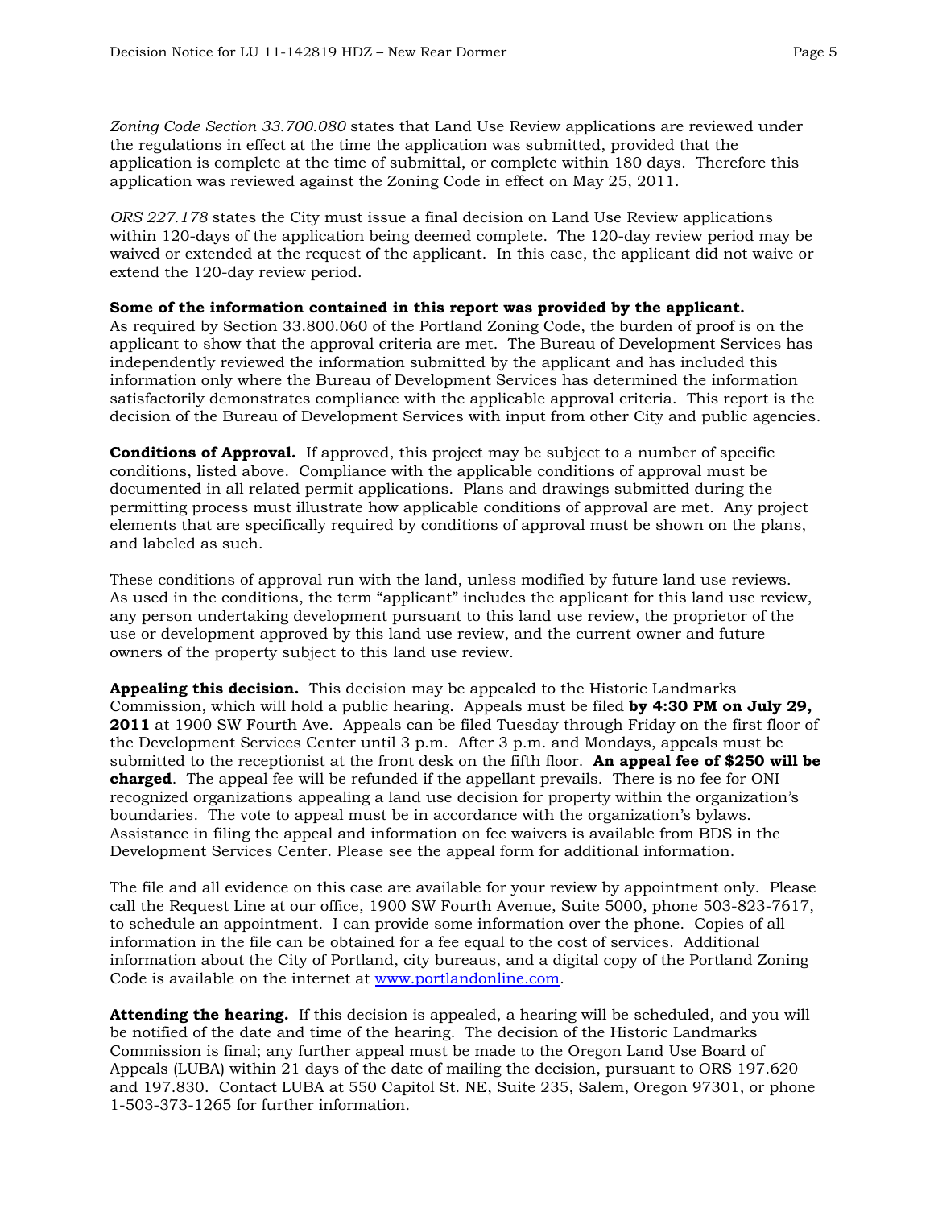*Zoning Code Section 33.700.080* states that Land Use Review applications are reviewed under the regulations in effect at the time the application was submitted, provided that the application is complete at the time of submittal, or complete within 180 days. Therefore this application was reviewed against the Zoning Code in effect on May 25, 2011.

*ORS 227.178* states the City must issue a final decision on Land Use Review applications within 120-days of the application being deemed complete. The 120-day review period may be waived or extended at the request of the applicant. In this case, the applicant did not waive or extend the 120-day review period.

**Some of the information contained in this report was provided by the applicant.** As required by Section 33.800.060 of the Portland Zoning Code, the burden of proof is on the applicant to show that the approval criteria are met. The Bureau of Development Services has independently reviewed the information submitted by the applicant and has included this information only where the Bureau of Development Services has determined the information satisfactorily demonstrates compliance with the applicable approval criteria. This report is the decision of the Bureau of Development Services with input from other City and public agencies.

**Conditions of Approval.** If approved, this project may be subject to a number of specific conditions, listed above. Compliance with the applicable conditions of approval must be documented in all related permit applications. Plans and drawings submitted during the permitting process must illustrate how applicable conditions of approval are met. Any project elements that are specifically required by conditions of approval must be shown on the plans, and labeled as such.

These conditions of approval run with the land, unless modified by future land use reviews. As used in the conditions, the term "applicant" includes the applicant for this land use review, any person undertaking development pursuant to this land use review, the proprietor of the use or development approved by this land use review, and the current owner and future owners of the property subject to this land use review.

**Appealing this decision.** This decision may be appealed to the Historic Landmarks Commission, which will hold a public hearing. Appeals must be filed **by 4:30 PM on July 29, 2011** at 1900 SW Fourth Ave. Appeals can be filed Tuesday through Friday on the first floor of the Development Services Center until 3 p.m. After 3 p.m. and Mondays, appeals must be submitted to the receptionist at the front desk on the fifth floor. **An appeal fee of $250 will be charged**. The appeal fee will be refunded if the appellant prevails. There is no fee for ONI recognized organizations appealing a land use decision for property within the organization's boundaries. The vote to appeal must be in accordance with the organization's bylaws. Assistance in filing the appeal and information on fee waivers is available from BDS in the Development Services Center. Please see the appeal form for additional information.

The file and all evidence on this case are available for your review by appointment only. Please call the Request Line at our office, 1900 SW Fourth Avenue, Suite 5000, phone 503-823-7617, to schedule an appointment. I can provide some information over the phone. Copies of all information in the file can be obtained for a fee equal to the cost of services. Additional information about the City of Portland, city bureaus, and a digital copy of the Portland Zoning Code is available on the internet at [www.portlandonline.com](http://www.portlandonline.com).

**Attending the hearing.** If this decision is appealed, a hearing will be scheduled, and you will be notified of the date and time of the hearing. The decision of the Historic Landmarks Commission is final; any further appeal must be made to the Oregon Land Use Board of Appeals (LUBA) within 21 days of the date of mailing the decision, pursuant to ORS 197.620 and 197.830. Contact LUBA at 550 Capitol St. NE, Suite 235, Salem, Oregon 97301, or phone 1-503-373-1265 for further information.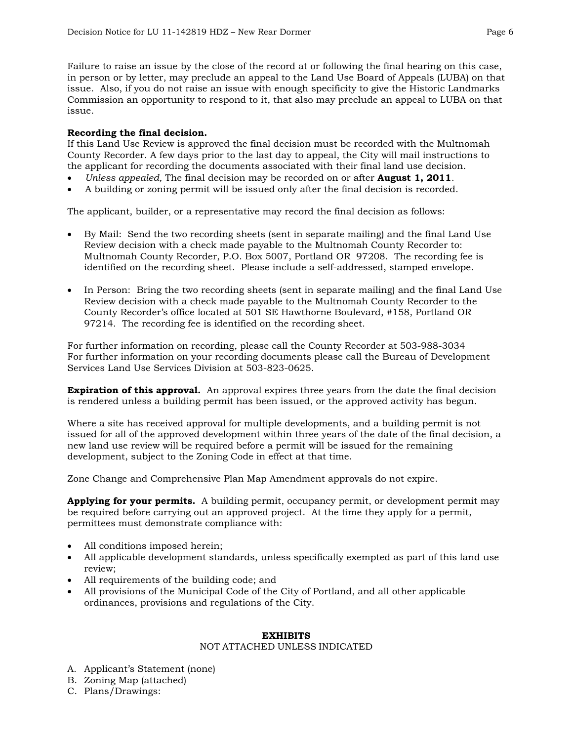Failure to raise an issue by the close of the record at or following the final hearing on this case, in person or by letter, may preclude an appeal to the Land Use Board of Appeals (LUBA) on that issue. Also, if you do not raise an issue with enough specificity to give the Historic Landmarks Commission an opportunity to respond to it, that also may preclude an appeal to LUBA on that issue.

**Recording the final decision.**
If this Land Use Review is approved the final decision must be recorded with the Multnomah County Recorder. A few days prior to the last day to appeal, the City will mail instructions to the applicant for recording the documents associated with their final land use decision.

- *Unless appealed,* The final decision may be recorded on or after **August 1, 2011**.
- A building or zoning permit will be issued only after the final decision is recorded.

The applicant, builder, or a representative may record the final decision as follows:

- By Mail: Send the two recording sheets (sent in separate mailing) and the final Land Use Review decision with a check made payable to the Multnomah County Recorder to: Multnomah County Recorder, P.O. Box 5007, Portland OR 97208. The recording fee is identified on the recording sheet. Please include a self-addressed, stamped envelope.

- In Person: Bring the two recording sheets (sent in separate mailing) and the final Land Use Review decision with a check made payable to the Multnomah County Recorder to the County Recorder's office located at 501 SE Hawthorne Boulevard, #158, Portland OR 97214. The recording fee is identified on the recording sheet.

For further information on recording, please call the County Recorder at 503-988-3034
For further information on your recording documents please call the Bureau of Development Services Land Use Services Division at 503-823-0625.

**Expiration of this approval.** An approval expires three years from the date the final decision is rendered unless a building permit has been issued, or the approved activity has begun.

Where a site has received approval for multiple developments, and a building permit is not issued for all of the approved development within three years of the date of the final decision, a new land use review will be required before a permit will be issued for the remaining development, subject to the Zoning Code in effect at that time.

Zone Change and Comprehensive Plan Map Amendment approvals do not expire.

**Applying for your permits.** A building permit, occupancy permit, or development permit may be required before carrying out an approved project. At the time they apply for a permit, permittees must demonstrate compliance with:

- All conditions imposed herein;
- All applicable development standards, unless specifically exempted as part of this land use review;
- All requirements of the building code; and
- All provisions of the Municipal Code of the City of Portland, and all other applicable ordinances, provisions and regulations of the City.

**EXHIBITS**
NOT ATTACHED UNLESS INDICATED

A. Applicant's Statement (none)
B. Zoning Map (attached)
C. Plans/Drawings: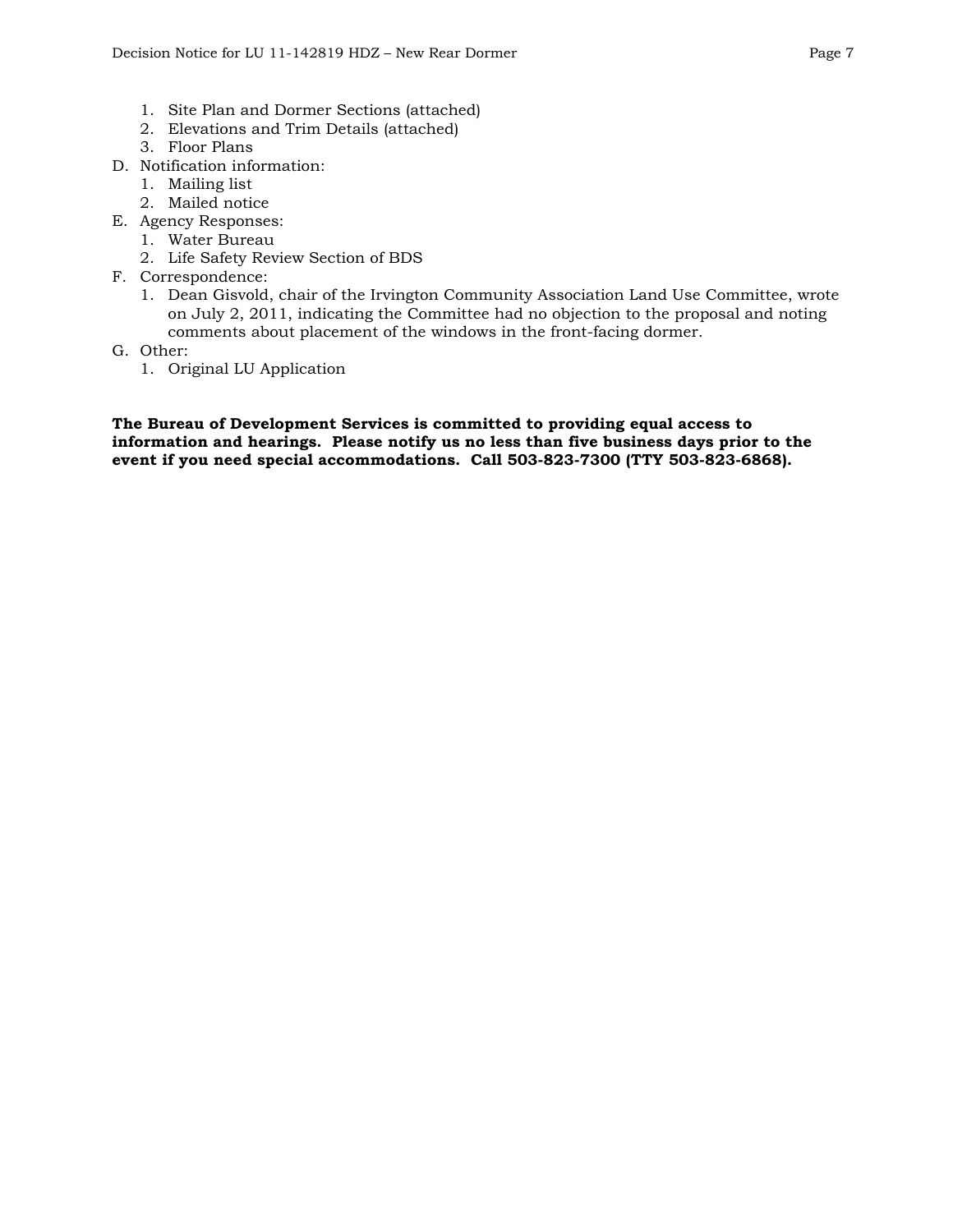1. Site Plan and Dormer Sections (attached)
2. Elevations and Trim Details (attached)
3. Floor Plans

D. Notification information:
   1. Mailing list
   2. Mailed notice

E. Agency Responses:
   1. Water Bureau
   2. Life Safety Review Section of BDS

F. Correspondence:
   1. Dean Gisvold, chair of the Irvington Community Association Land Use Committee, wrote on July 2, 2011, indicating the Committee had no objection to the proposal and noting comments about placement of the windows in the front-facing dormer.

G. Other:
   1. Original LU Application

**The Bureau of Development Services is committed to providing equal access to information and hearings. Please notify us no less than five business days prior to the event if you need special accommodations. Call 503-823-7300 (TTY 503-823-6868).**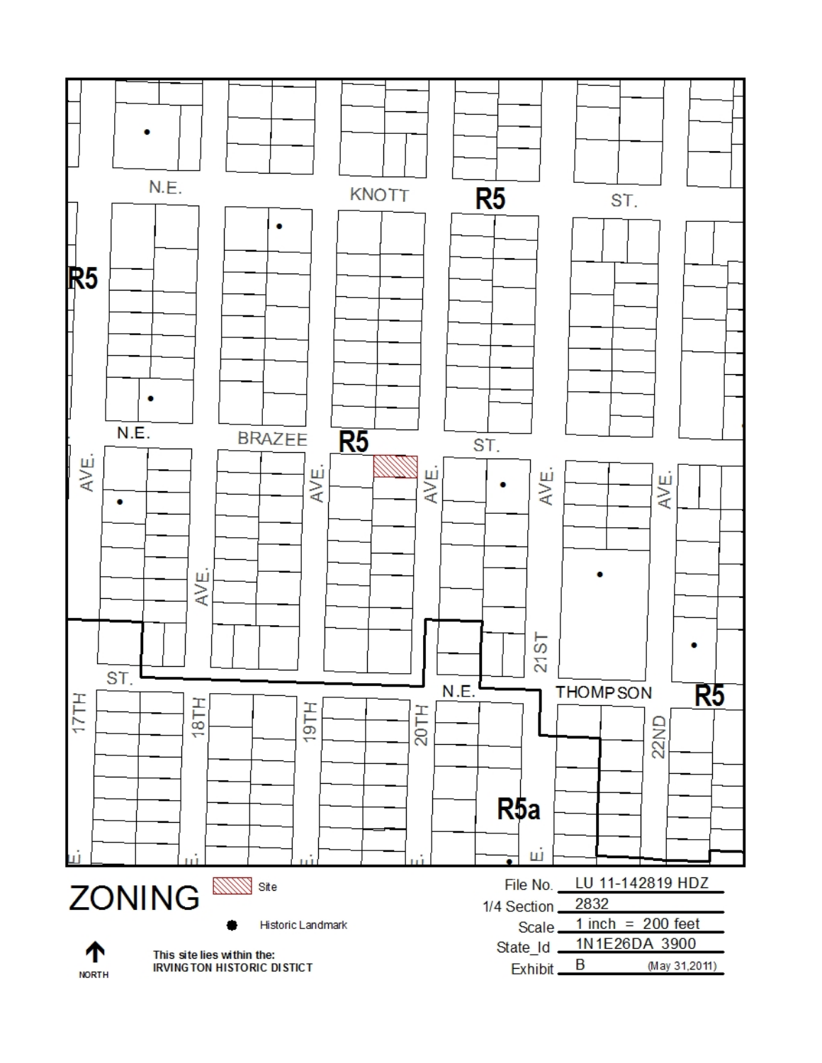# ZONING

Site

Historic Landmark

NORTH

This site lies within the:
IRVINGTON HISTORIC DISTICT

| | |
|---|---|
| File No. | LU 11-142819 HDZ |
| 1/4 Section | 2832 |
| Scale | 1 inch = 200 feet |
| State_Id | 1N1E26DA 3900 |
| Exhibit | B (May 31,2011) |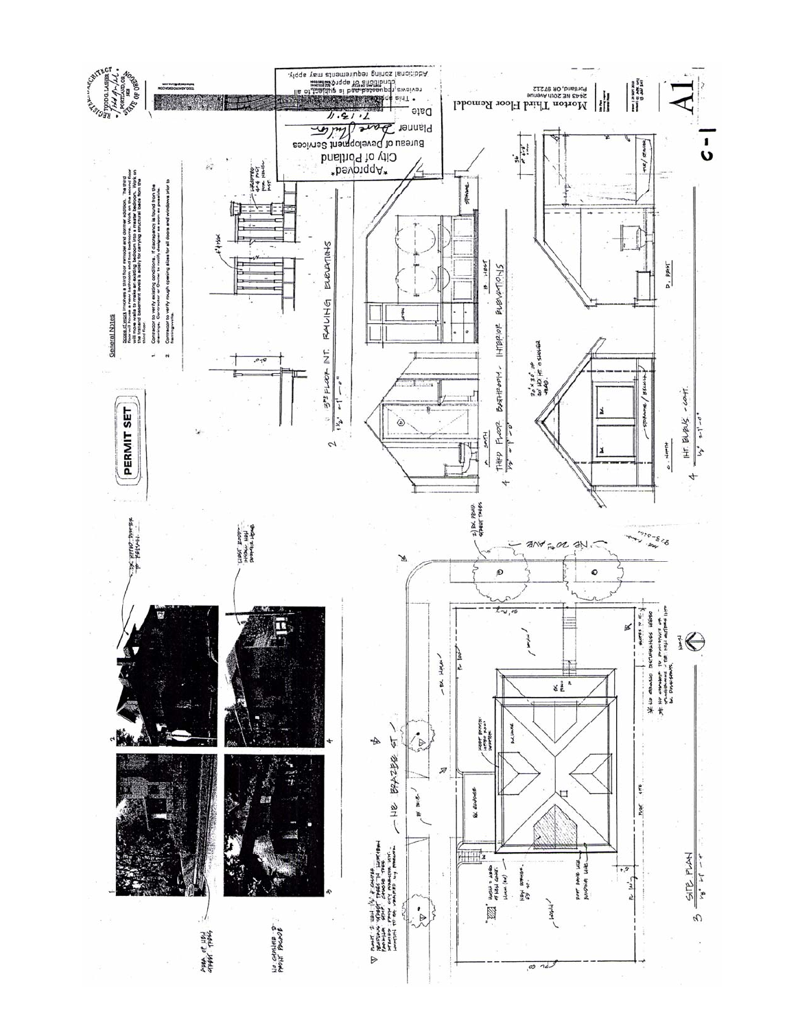PERMIT SET

## General Notes

Scope of work involves a third floor remodel and dormer addition. The third floor will house a new bathroom and two bedrooms. Work on the second floor will move walls to make an existing bedroom into a master bedroom. Work on the first and basement levels is solely for carrying structural loads from the third floor.

1. Contractor to verify existing conditions. If discrepancy is found from the drawings, Contractor or Owner to notify designer as soon as possible.
2. Contractor to verify rough opening sizes for all doors and windows prior to framing work.

2 — 3RD FLOOR INT. RAILING ELEVATIONS — 1 1/2" = 1'-0"

4 — THIRD FLOOR BATHROOM, INTERIOR ELEVATIONS — 1/4" = 1'-0"

4 — INT. ELEVS. - CONT. — 1/4" = 1'-0"

3 — SITE PLAN — 1/8" = 1'-0"

NE BRAZEE ST

NE 20TH AVE

*Approved*
City of Portland
Bureau of Development Services
Planner
Date 7.13.11

- This approval is subject to all reviews requested and is subject to all conditions of approval.

Additional zoning requirements may apply.

Morton Third Floor Remodel
2443 NE 20th Avenue
Portland, OR 97212

A1

C-1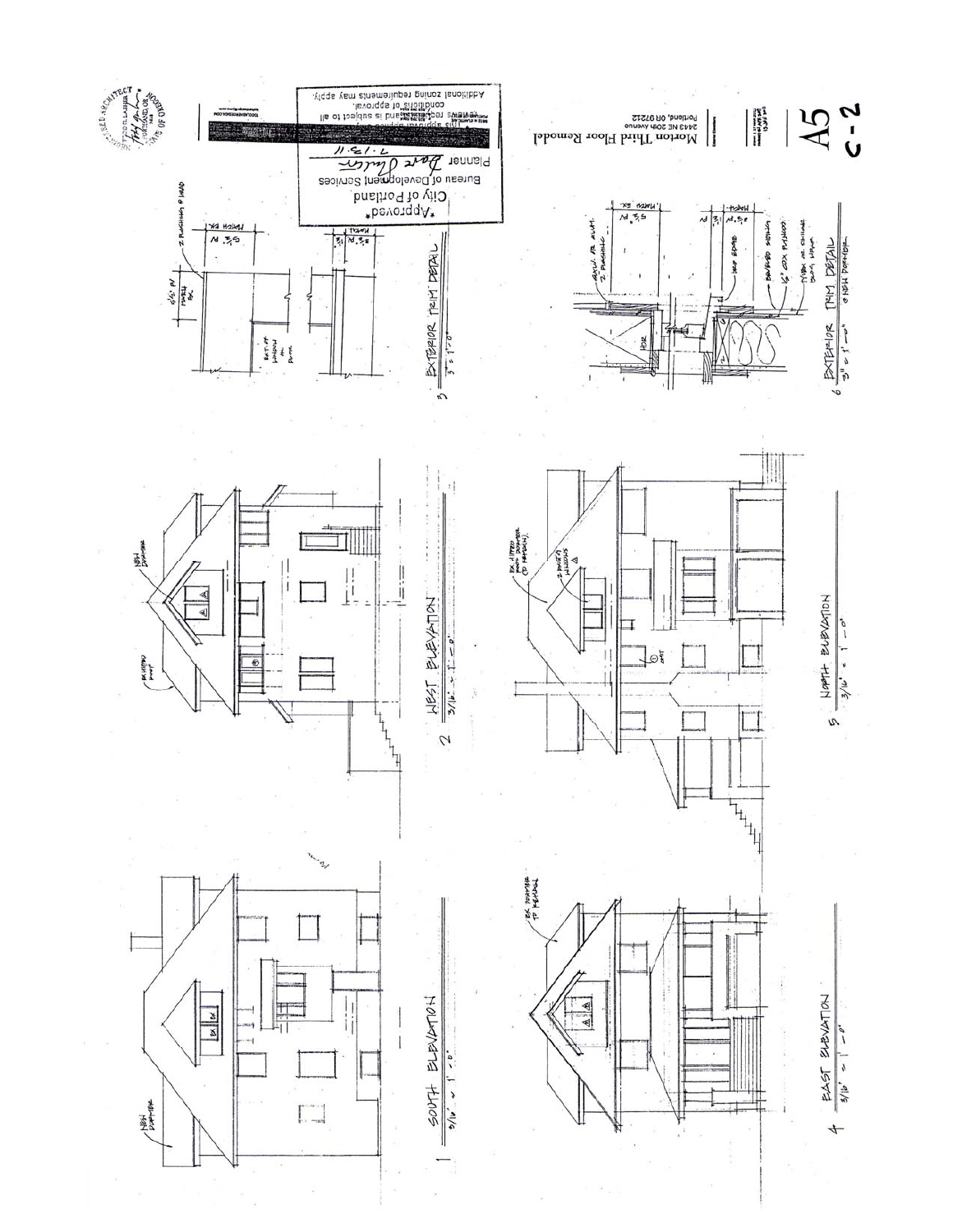SOUTH ELEVATION
3/16" = 1'-0"

WEST ELEVATION
3/16" = 1'-0"

EXTERIOR TRIM DETAIL
3" = 1'-0"

EAST ELEVATION
3/16" = 1'-0"

NORTH ELEVATION
3/16" = 1'-0"

EXTERIOR TRIM DETAIL
3" = 1'-0" @ NEW DORMER

*Approved*
City of Portland
Bureau of Development Services
Planner
7.13.11

This approval applies only to the reviews requested and is subject to all conditions of approval.
Additional zoning requirements may apply.

Morton Third Floor Remodel
2443 NE 20th Avenue
Portland, OR 97212

A5
C-2